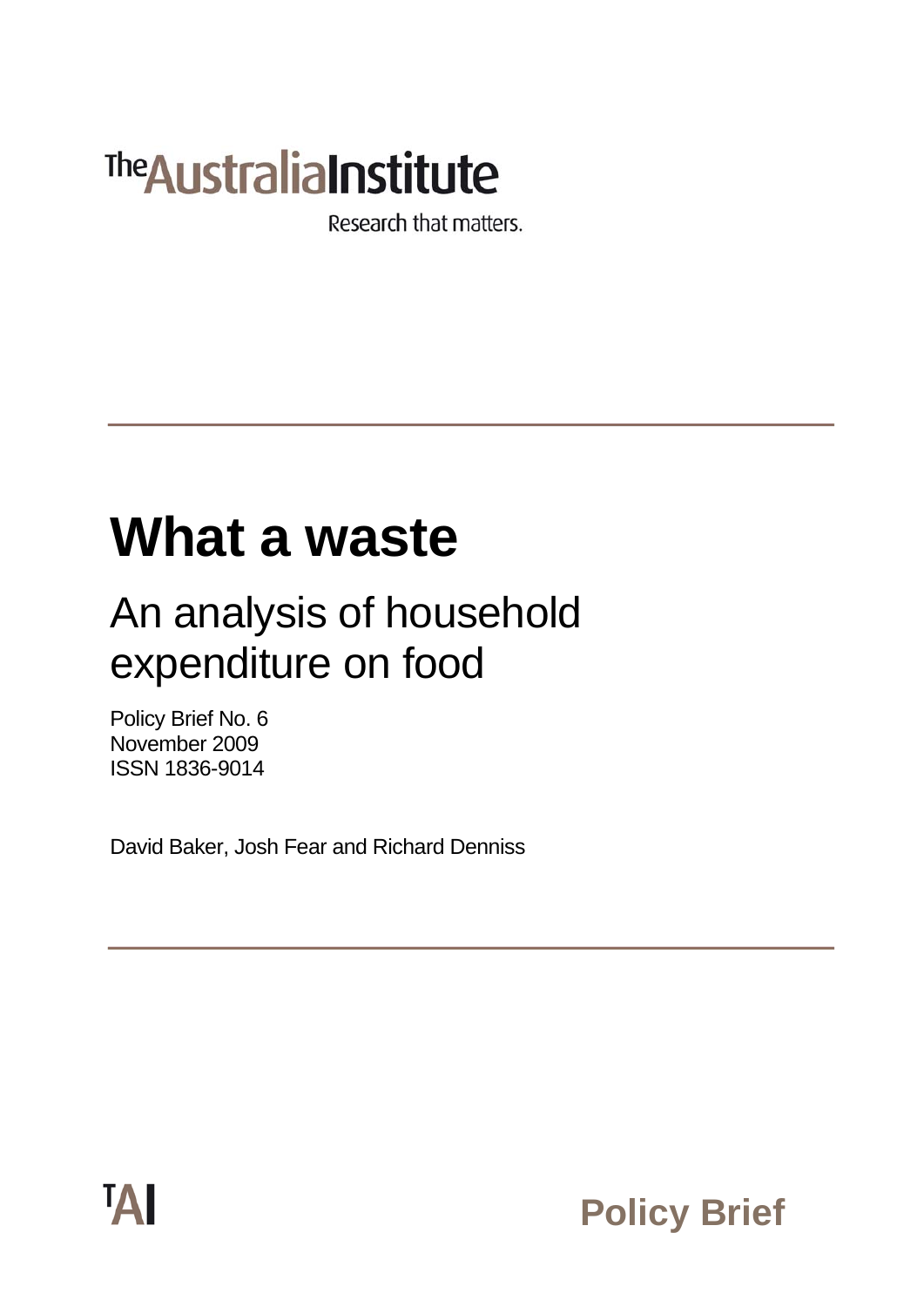The Australia Institute

Research that matters.

# What a waste

## An analysis of household expenditure on food

Policy Brief No. 6
November 2009
ISSN 1836-9014

David Baker, Josh Fear and Richard Denniss

TAI

Policy Brief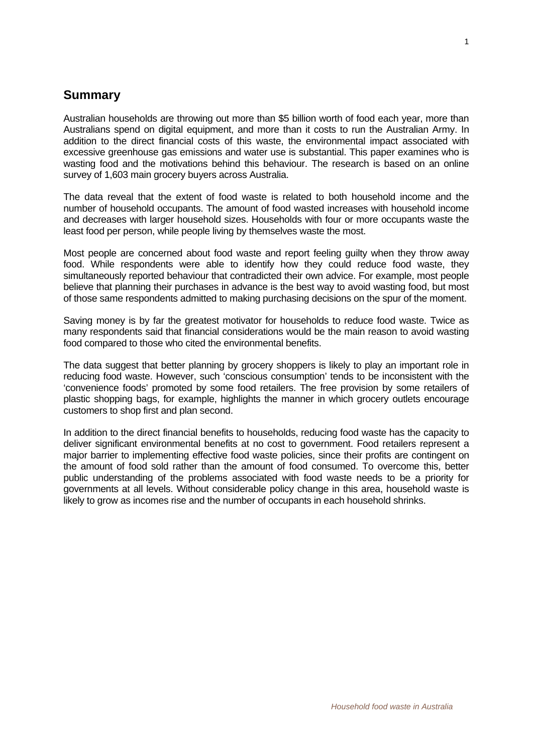## Summary

Australian households are throwing out more than $5 billion worth of food each year, more than Australians spend on digital equipment, and more than it costs to run the Australian Army. In addition to the direct financial costs of this waste, the environmental impact associated with excessive greenhouse gas emissions and water use is substantial. This paper examines who is wasting food and the motivations behind this behaviour. The research is based on an online survey of 1,603 main grocery buyers across Australia.

The data reveal that the extent of food waste is related to both household income and the number of household occupants. The amount of food wasted increases with household income and decreases with larger household sizes. Households with four or more occupants waste the least food per person, while people living by themselves waste the most.

Most people are concerned about food waste and report feeling guilty when they throw away food. While respondents were able to identify how they could reduce food waste, they simultaneously reported behaviour that contradicted their own advice. For example, most people believe that planning their purchases in advance is the best way to avoid wasting food, but most of those same respondents admitted to making purchasing decisions on the spur of the moment.

Saving money is by far the greatest motivator for households to reduce food waste. Twice as many respondents said that financial considerations would be the main reason to avoid wasting food compared to those who cited the environmental benefits.

The data suggest that better planning by grocery shoppers is likely to play an important role in reducing food waste. However, such 'conscious consumption' tends to be inconsistent with the 'convenience foods' promoted by some food retailers. The free provision by some retailers of plastic shopping bags, for example, highlights the manner in which grocery outlets encourage customers to shop first and plan second.

In addition to the direct financial benefits to households, reducing food waste has the capacity to deliver significant environmental benefits at no cost to government. Food retailers represent a major barrier to implementing effective food waste policies, since their profits are contingent on the amount of food sold rather than the amount of food consumed. To overcome this, better public understanding of the problems associated with food waste needs to be a priority for governments at all levels. Without considerable policy change in this area, household waste is likely to grow as incomes rise and the number of occupants in each household shrinks.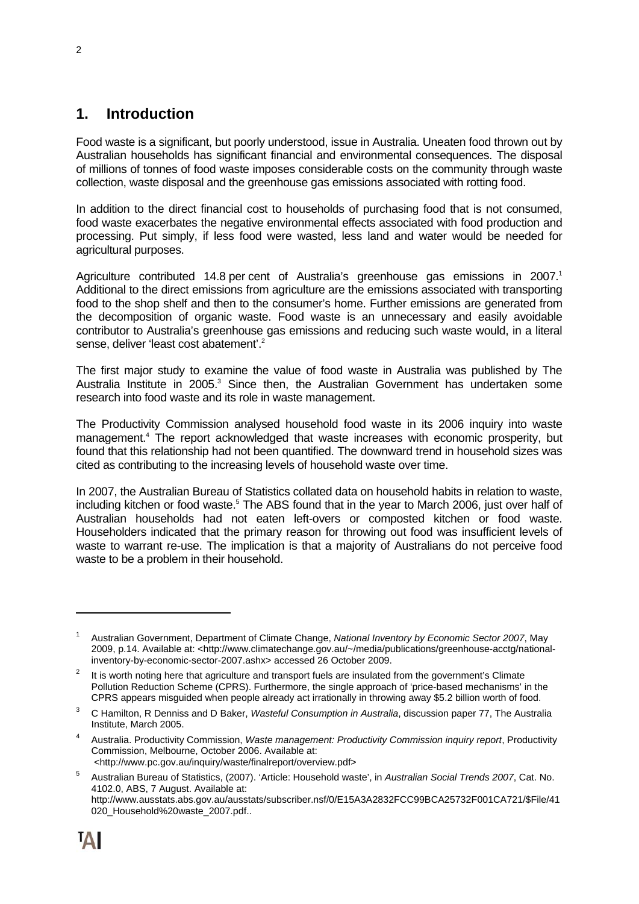## 1. Introduction

Food waste is a significant, but poorly understood, issue in Australia. Uneaten food thrown out by Australian households has significant financial and environmental consequences. The disposal of millions of tonnes of food waste imposes considerable costs on the community through waste collection, waste disposal and the greenhouse gas emissions associated with rotting food.

In addition to the direct financial cost to households of purchasing food that is not consumed, food waste exacerbates the negative environmental effects associated with food production and processing. Put simply, if less food were wasted, less land and water would be needed for agricultural purposes.

Agriculture contributed 14.8 per cent of Australia's greenhouse gas emissions in 2007.[1] Additional to the direct emissions from agriculture are the emissions associated with transporting food to the shop shelf and then to the consumer's home. Further emissions are generated from the decomposition of organic waste. Food waste is an unnecessary and easily avoidable contributor to Australia's greenhouse gas emissions and reducing such waste would, in a literal sense, deliver 'least cost abatement'.[2]

The first major study to examine the value of food waste in Australia was published by The Australia Institute in 2005.[3] Since then, the Australian Government has undertaken some research into food waste and its role in waste management.

The Productivity Commission analysed household food waste in its 2006 inquiry into waste management.[4] The report acknowledged that waste increases with economic prosperity, but found that this relationship had not been quantified. The downward trend in household sizes was cited as contributing to the increasing levels of household waste over time.

In 2007, the Australian Bureau of Statistics collated data on household habits in relation to waste, including kitchen or food waste.[5] The ABS found that in the year to March 2006, just over half of Australian households had not eaten left-overs or composted kitchen or food waste. Householders indicated that the primary reason for throwing out food was insufficient levels of waste to warrant re-use. The implication is that a majority of Australians do not perceive food waste to be a problem in their household.

---

[1] Australian Government, Department of Climate Change, *National Inventory by Economic Sector 2007*, May 2009, p.14. Available at: <http://www.climatechange.gov.au/~/media/publications/greenhouse-acctg/national-inventory-by-economic-sector-2007.ashx> accessed 26 October 2009.

[2] It is worth noting here that agriculture and transport fuels are insulated from the government's Climate Pollution Reduction Scheme (CPRS). Furthermore, the single approach of 'price-based mechanisms' in the CPRS appears misguided when people already act irrationally in throwing away $5.2 billion worth of food.

[3] C Hamilton, R Denniss and D Baker, *Wasteful Consumption in Australia*, discussion paper 77, The Australia Institute, March 2005.

[4] Australia. Productivity Commission, *Waste management: Productivity Commission inquiry report*, Productivity Commission, Melbourne, October 2006. Available at: <http://www.pc.gov.au/inquiry/waste/finalreport/overview.pdf>

[5] Australian Bureau of Statistics, (2007). 'Article: Household waste', in *Australian Social Trends 2007*, Cat. No. 4102.0, ABS, 7 August. Available at: http://www.ausstats.abs.gov.au/ausstats/subscriber.nsf/0/E15A3A2832FCC99BCA25732F001CA721/$File/41020_Household%20waste_2007.pdf..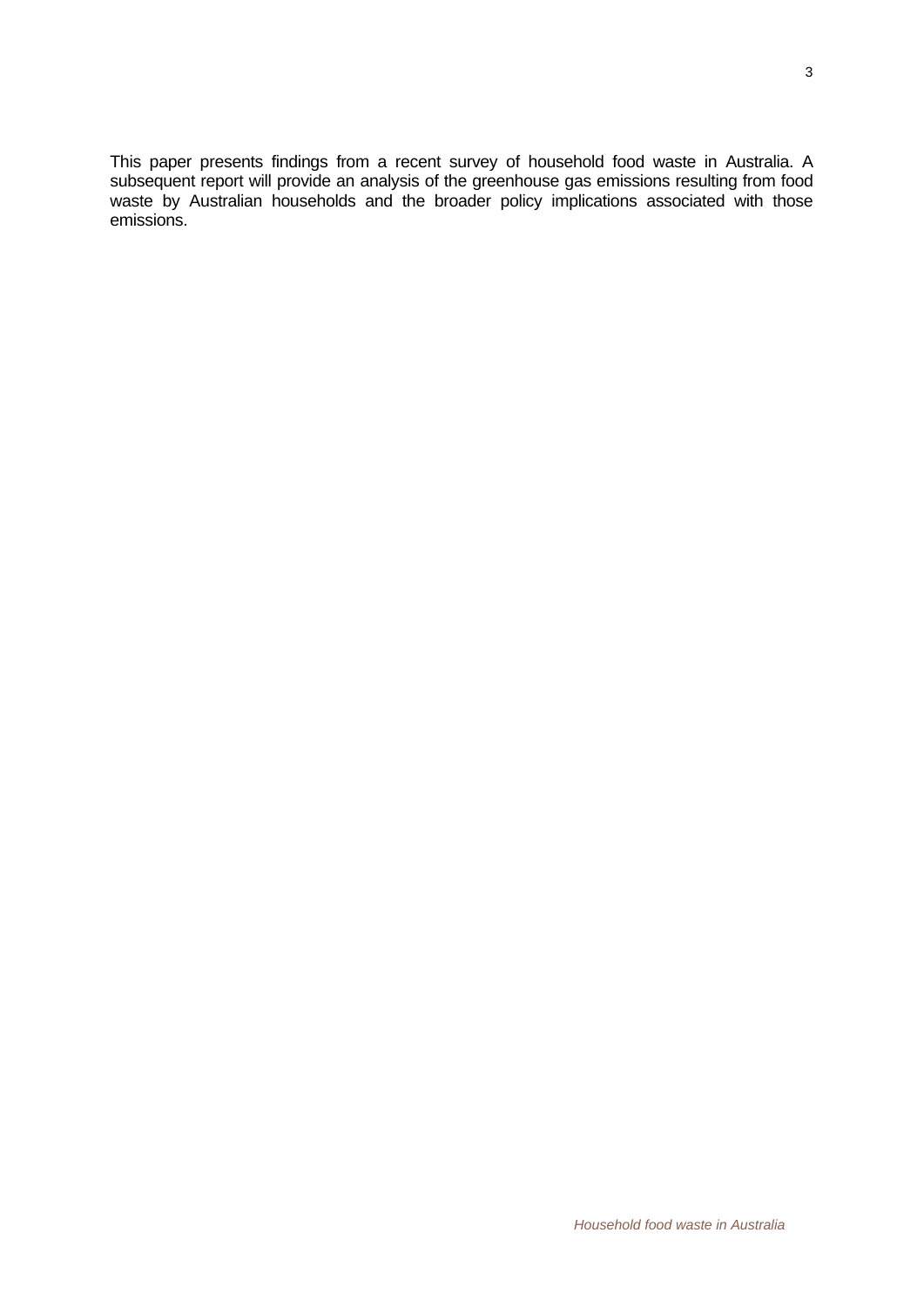This paper presents findings from a recent survey of household food waste in Australia. A subsequent report will provide an analysis of the greenhouse gas emissions resulting from food waste by Australian households and the broader policy implications associated with those emissions.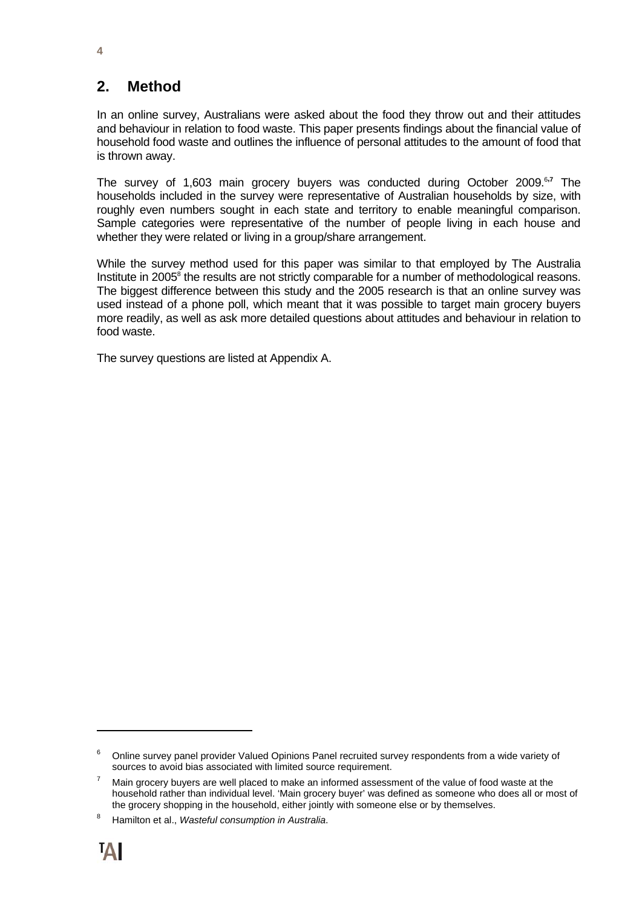## 2. Method

In an online survey, Australians were asked about the food they throw out and their attitudes and behaviour in relation to food waste. This paper presents findings about the financial value of household food waste and outlines the influence of personal attitudes to the amount of food that is thrown away.

The survey of 1,603 main grocery buyers was conducted during October 2009.[6,7] The households included in the survey were representative of Australian households by size, with roughly even numbers sought in each state and territory to enable meaningful comparison. Sample categories were representative of the number of people living in each house and whether they were related or living in a group/share arrangement.

While the survey method used for this paper was similar to that employed by The Australia Institute in 2005[8] the results are not strictly comparable for a number of methodological reasons. The biggest difference between this study and the 2005 research is that an online survey was used instead of a phone poll, which meant that it was possible to target main grocery buyers more readily, as well as ask more detailed questions about attitudes and behaviour in relation to food waste.

The survey questions are listed at Appendix A.

---

[6] Online survey panel provider Valued Opinions Panel recruited survey respondents from a wide variety of sources to avoid bias associated with limited source requirement.

[7] Main grocery buyers are well placed to make an informed assessment of the value of food waste at the household rather than individual level. 'Main grocery buyer' was defined as someone who does all or most of the grocery shopping in the household, either jointly with someone else or by themselves.

[8] Hamilton et al., *Wasteful consumption in Australia*.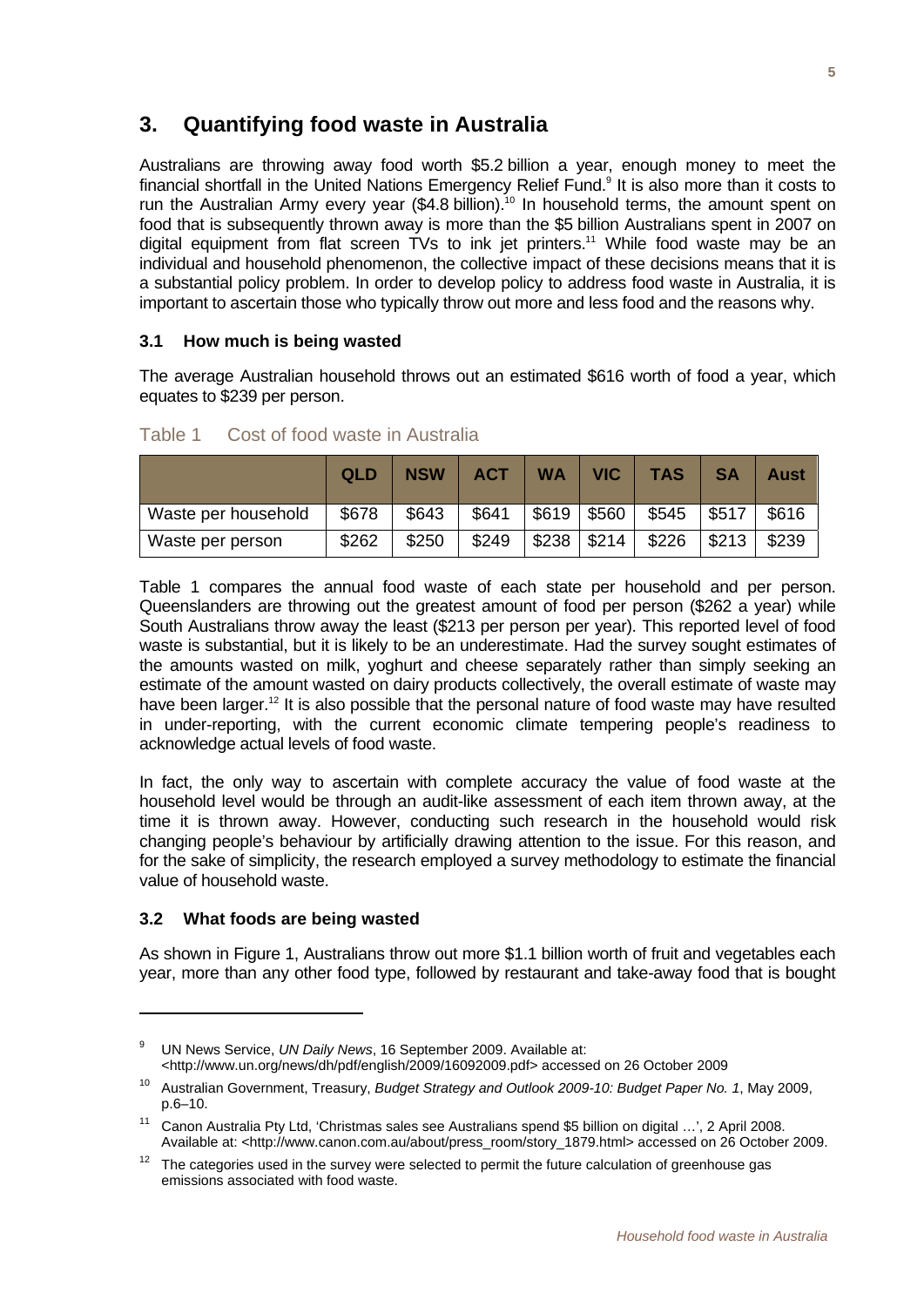## 3. Quantifying food waste in Australia

Australians are throwing away food worth $5.2 billion a year, enough money to meet the financial shortfall in the United Nations Emergency Relief Fund.[9] It is also more than it costs to run the Australian Army every year ($4.8 billion).[10] In household terms, the amount spent on food that is subsequently thrown away is more than the $5 billion Australians spent in 2007 on digital equipment from flat screen TVs to ink jet printers.[11] While food waste may be an individual and household phenomenon, the collective impact of these decisions means that it is a substantial policy problem. In order to develop policy to address food waste in Australia, it is important to ascertain those who typically throw out more and less food and the reasons why.

### 3.1 How much is being wasted

The average Australian household throws out an estimated $616 worth of food a year, which equates to $239 per person.

Table 1 Cost of food waste in Australia

| | QLD | NSW | ACT | WA | VIC | TAS | SA | Aust |
|---|---|---|---|---|---|---|---|---|
| Waste per household | $678 | $643 | $641 | $619 | $560 | $545 | $517 | $616 |
| Waste per person | $262 | $250 | $249 | $238 | $214 | $226 | $213 | $239 |

Table 1 compares the annual food waste of each state per household and per person. Queenslanders are throwing out the greatest amount of food per person ($262 a year) while South Australians throw away the least ($213 per person per year). This reported level of food waste is substantial, but it is likely to be an underestimate. Had the survey sought estimates of the amounts wasted on milk, yoghurt and cheese separately rather than simply seeking an estimate of the amount wasted on dairy products collectively, the overall estimate of waste may have been larger.[12] It is also possible that the personal nature of food waste may have resulted in under-reporting, with the current economic climate tempering people's readiness to acknowledge actual levels of food waste.

In fact, the only way to ascertain with complete accuracy the value of food waste at the household level would be through an audit-like assessment of each item thrown away, at the time it is thrown away. However, conducting such research in the household would risk changing people's behaviour by artificially drawing attention to the issue. For this reason, and for the sake of simplicity, the research employed a survey methodology to estimate the financial value of household waste.

### 3.2 What foods are being wasted

As shown in Figure 1, Australians throw out more $1.1 billion worth of fruit and vegetables each year, more than any other food type, followed by restaurant and take-away food that is bought

---

[9] UN News Service, *UN Daily News*, 16 September 2009. Available at: <http://www.un.org/news/dh/pdf/english/2009/16092009.pdf> accessed on 26 October 2009

[10] Australian Government, Treasury, *Budget Strategy and Outlook 2009-10: Budget Paper No. 1*, May 2009, p.6–10.

[11] Canon Australia Pty Ltd, 'Christmas sales see Australians spend $5 billion on digital …', 2 April 2008. Available at: <http://www.canon.com.au/about/press_room/story_1879.html> accessed on 26 October 2009.

[12] The categories used in the survey were selected to permit the future calculation of greenhouse gas emissions associated with food waste.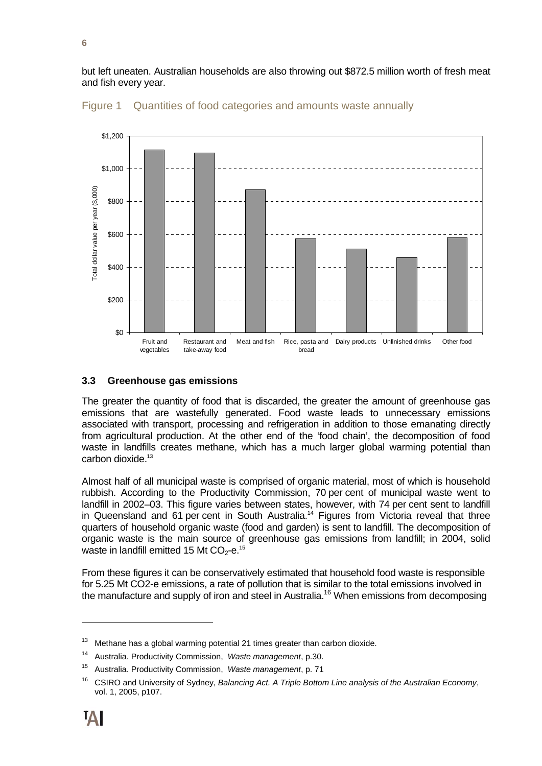but left uneaten. Australian households are also throwing out $872.5 million worth of fresh meat and fish every year.

Figure 1 Quantities of food categories and amounts waste annually

### 3.3 Greenhouse gas emissions

The greater the quantity of food that is discarded, the greater the amount of greenhouse gas emissions that are wastefully generated. Food waste leads to unnecessary emissions associated with transport, processing and refrigeration in addition to those emanating directly from agricultural production. At the other end of the 'food chain', the decomposition of food waste in landfills creates methane, which has a much larger global warming potential than carbon dioxide.[13]

Almost half of all municipal waste is comprised of organic material, most of which is household rubbish. According to the Productivity Commission, 70 per cent of municipal waste went to landfill in 2002–03. This figure varies between states, however, with 74 per cent sent to landfill in Queensland and 61 per cent in South Australia.[14] Figures from Victoria reveal that three quarters of household organic waste (food and garden) is sent to landfill. The decomposition of organic waste is the main source of greenhouse gas emissions from landfill; in 2004, solid waste in landfill emitted 15 Mt $CO_2$-e.[15]

From these figures it can be conservatively estimated that household food waste is responsible for 5.25 Mt CO2-e emissions, a rate of pollution that is similar to the total emissions involved in the manufacture and supply of iron and steel in Australia.[16] When emissions from decomposing

---

[13] Methane has a global warming potential 21 times greater than carbon dioxide.

[14] Australia. Productivity Commission, *Waste management*, p.30.

[15] Australia. Productivity Commission, *Waste management*, p. 71

[16] CSIRO and University of Sydney, *Balancing Act. A Triple Bottom Line analysis of the Australian Economy*, vol. 1, 2005, p107.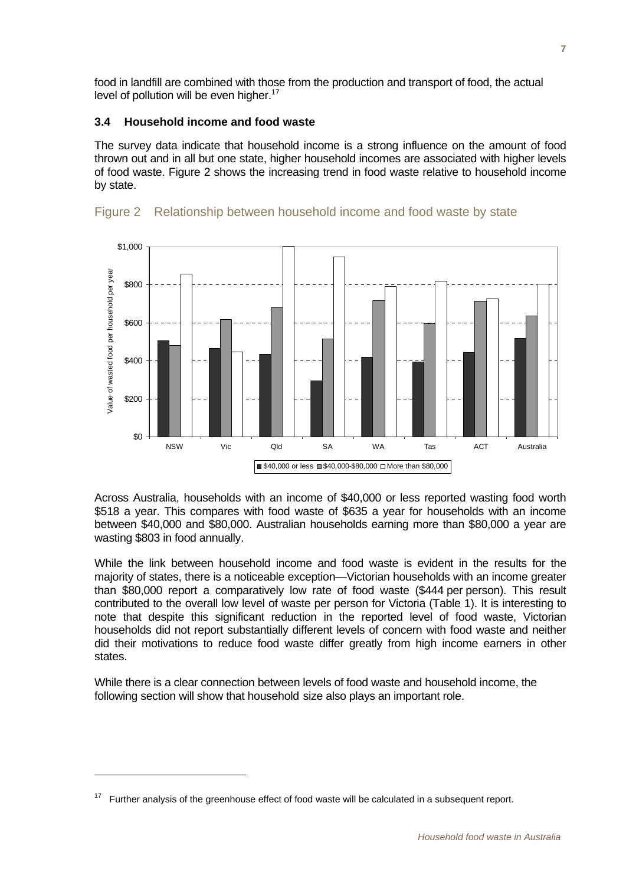food in landfill are combined with those from the production and transport of food, the actual level of pollution will be even higher.[17]

### 3.4 Household income and food waste

The survey data indicate that household income is a strong influence on the amount of food thrown out and in all but one state, higher household incomes are associated with higher levels of food waste. Figure 2 shows the increasing trend in food waste relative to household income by state.

Figure 2 Relationship between household income and food waste by state

Across Australia, households with an income of $40,000 or less reported wasting food worth $518 a year. This compares with food waste of $635 a year for households with an income between $40,000 and $80,000. Australian households earning more than $80,000 a year are wasting $803 in food annually.

While the link between household income and food waste is evident in the results for the majority of states, there is a noticeable exception—Victorian households with an income greater than $80,000 report a comparatively low rate of food waste ($444 per person). This result contributed to the overall low level of waste per person for Victoria (Table 1). It is interesting to note that despite this significant reduction in the reported level of food waste, Victorian households did not report substantially different levels of concern with food waste and neither did their motivations to reduce food waste differ greatly from high income earners in other states.

While there is a clear connection between levels of food waste and household income, the following section will show that household size also plays an important role.

[17] Further analysis of the greenhouse effect of food waste will be calculated in a subsequent report.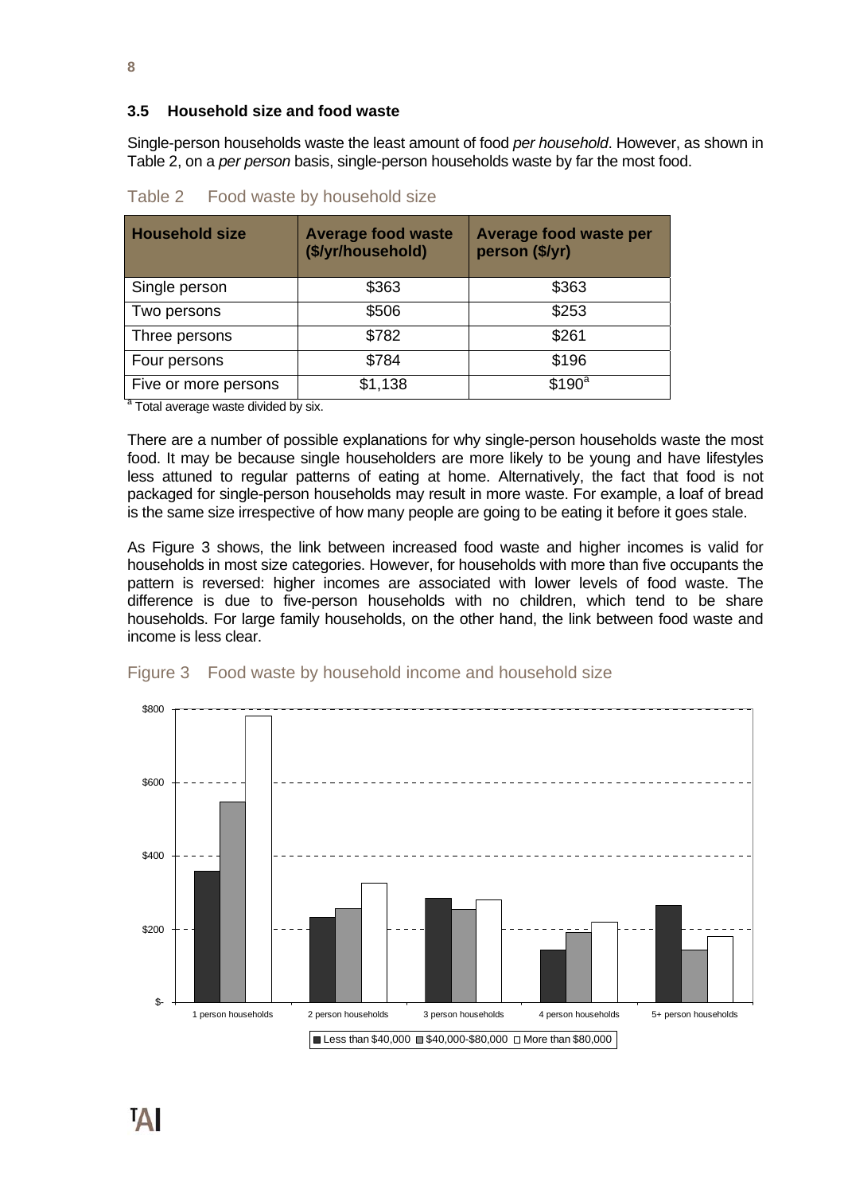### 3.5 Household size and food waste

Single-person households waste the least amount of food *per household*. However, as shown in Table 2, on a *per person* basis, single-person households waste by far the most food.

Table 2 Food waste by household size

| Household size | Average food waste ($/yr/household) | Average food waste per person ($/yr) |
|---|---|---|
| Single person | $363 | $363 |
| Two persons | $506 | $253 |
| Three persons | $782 | $261 |
| Four persons | $784 | $196 |
| Five or more persons | $1,138 | $190[a] |

[a] Total average waste divided by six.

There are a number of possible explanations for why single-person households waste the most food. It may be because single householders are more likely to be young and have lifestyles less attuned to regular patterns of eating at home. Alternatively, the fact that food is not packaged for single-person households may result in more waste. For example, a loaf of bread is the same size irrespective of how many people are going to be eating it before it goes stale.

As Figure 3 shows, the link between increased food waste and higher incomes is valid for households in most size categories. However, for households with more than five occupants the pattern is reversed: higher incomes are associated with lower levels of food waste. The difference is due to five-person households with no children, which tend to be share households. For large family households, on the other hand, the link between food waste and income is less clear.

Figure 3 Food waste by household income and household size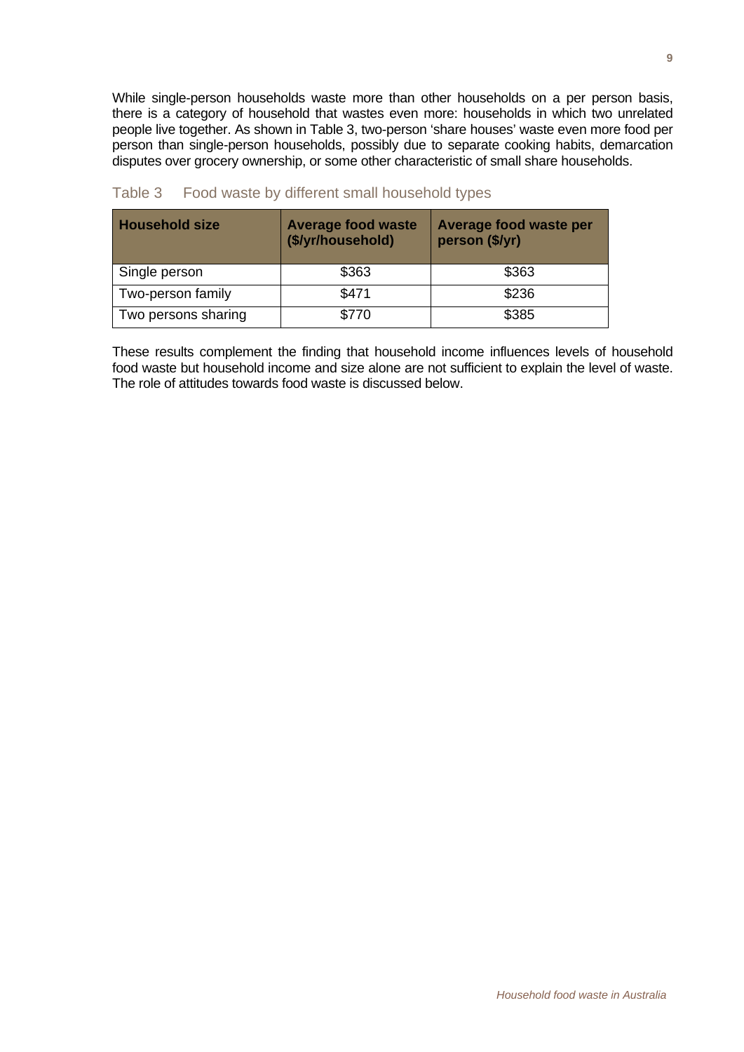While single-person households waste more than other households on a per person basis, there is a category of household that wastes even more: households in which two unrelated people live together. As shown in Table 3, two-person 'share houses' waste even more food per person than single-person households, possibly due to separate cooking habits, demarcation disputes over grocery ownership, or some other characteristic of small share households.

Table 3 Food waste by different small household types

| Household size | Average food waste ($/yr/household) | Average food waste per person ($/yr) |
|---|---|---|
| Single person | $363 | $363 |
| Two-person family | $471 | $236 |
| Two persons sharing | $770 | $385 |

These results complement the finding that household income influences levels of household food waste but household income and size alone are not sufficient to explain the level of waste. The role of attitudes towards food waste is discussed below.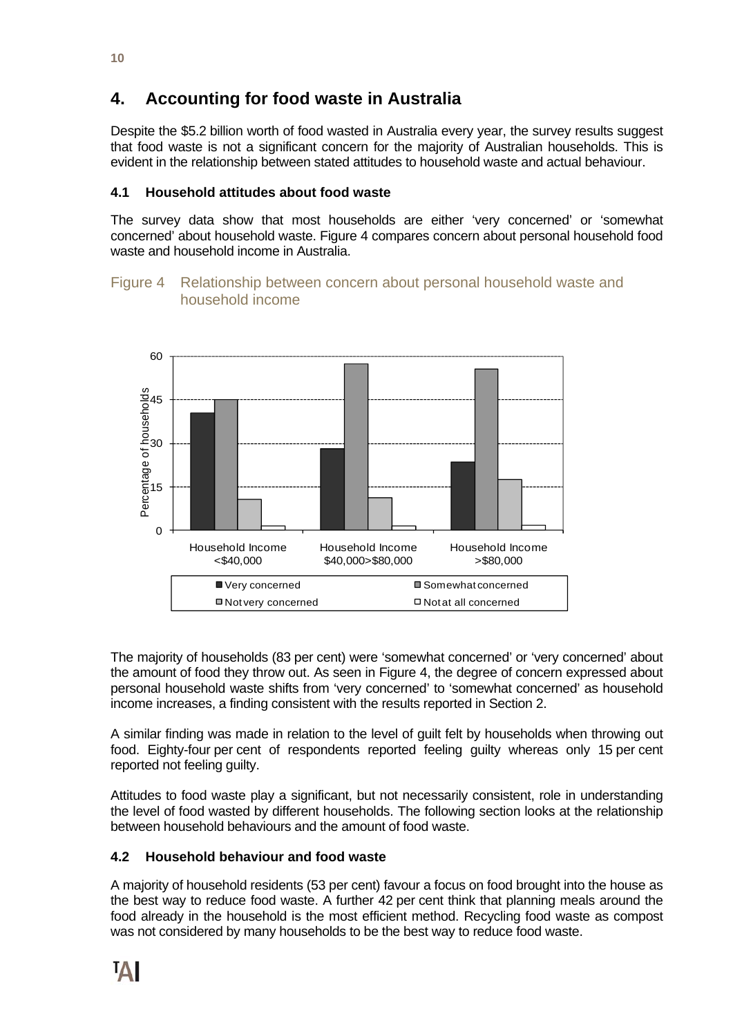# 4. Accounting for food waste in Australia

Despite the $5.2 billion worth of food wasted in Australia every year, the survey results suggest that food waste is not a significant concern for the majority of Australian households. This is evident in the relationship between stated attitudes to household waste and actual behaviour.

## 4.1 Household attitudes about food waste

The survey data show that most households are either 'very concerned' or 'somewhat concerned' about household waste. Figure 4 compares concern about personal household food waste and household income in Australia.

Figure 4 Relationship between concern about personal household waste and household income

The majority of households (83 per cent) were 'somewhat concerned' or 'very concerned' about the amount of food they throw out. As seen in Figure 4, the degree of concern expressed about personal household waste shifts from 'very concerned' to 'somewhat concerned' as household income increases, a finding consistent with the results reported in Section 2.

A similar finding was made in relation to the level of guilt felt by households when throwing out food. Eighty-four per cent of respondents reported feeling guilty whereas only 15 per cent reported not feeling guilty.

Attitudes to food waste play a significant, but not necessarily consistent, role in understanding the level of food wasted by different households. The following section looks at the relationship between household behaviours and the amount of food waste.

## 4.2 Household behaviour and food waste

A majority of household residents (53 per cent) favour a focus on food brought into the house as the best way to reduce food waste. A further 42 per cent think that planning meals around the food already in the household is the most efficient method. Recycling food waste as compost was not considered by many households to be the best way to reduce food waste.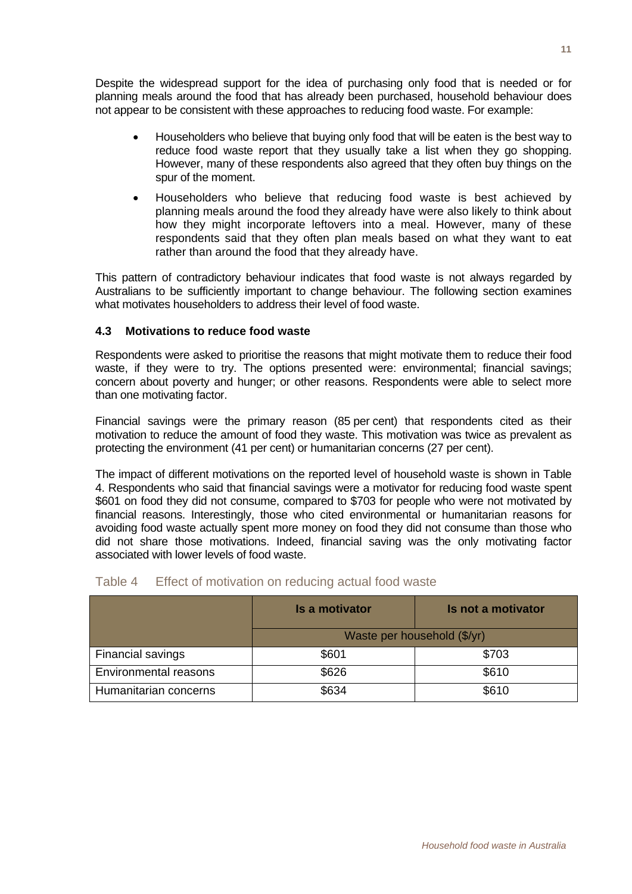Despite the widespread support for the idea of purchasing only food that is needed or for planning meals around the food that has already been purchased, household behaviour does not appear to be consistent with these approaches to reducing food waste. For example:

- Householders who believe that buying only food that will be eaten is the best way to reduce food waste report that they usually take a list when they go shopping. However, many of these respondents also agreed that they often buy things on the spur of the moment.
- Householders who believe that reducing food waste is best achieved by planning meals around the food they already have were also likely to think about how they might incorporate leftovers into a meal. However, many of these respondents said that they often plan meals based on what they want to eat rather than around the food that they already have.

This pattern of contradictory behaviour indicates that food waste is not always regarded by Australians to be sufficiently important to change behaviour. The following section examines what motivates householders to address their level of food waste.

### 4.3 Motivations to reduce food waste

Respondents were asked to prioritise the reasons that might motivate them to reduce their food waste, if they were to try. The options presented were: environmental; financial savings; concern about poverty and hunger; or other reasons. Respondents were able to select more than one motivating factor.

Financial savings were the primary reason (85 per cent) that respondents cited as their motivation to reduce the amount of food they waste. This motivation was twice as prevalent as protecting the environment (41 per cent) or humanitarian concerns (27 per cent).

The impact of different motivations on the reported level of household waste is shown in Table 4. Respondents who said that financial savings were a motivator for reducing food waste spent $601 on food they did not consume, compared to $703 for people who were not motivated by financial reasons. Interestingly, those who cited environmental or humanitarian reasons for avoiding food waste actually spent more money on food they did not consume than those who did not share those motivations. Indeed, financial saving was the only motivating factor associated with lower levels of food waste.

Table 4 Effect of motivation on reducing actual food waste

| | Is a motivator | Is not a motivator |
|---|---|---|
| | Waste per household ($/yr) | |
| Financial savings | $601 | $703 |
| Environmental reasons | $626 | $610 |
| Humanitarian concerns | $634 | $610 |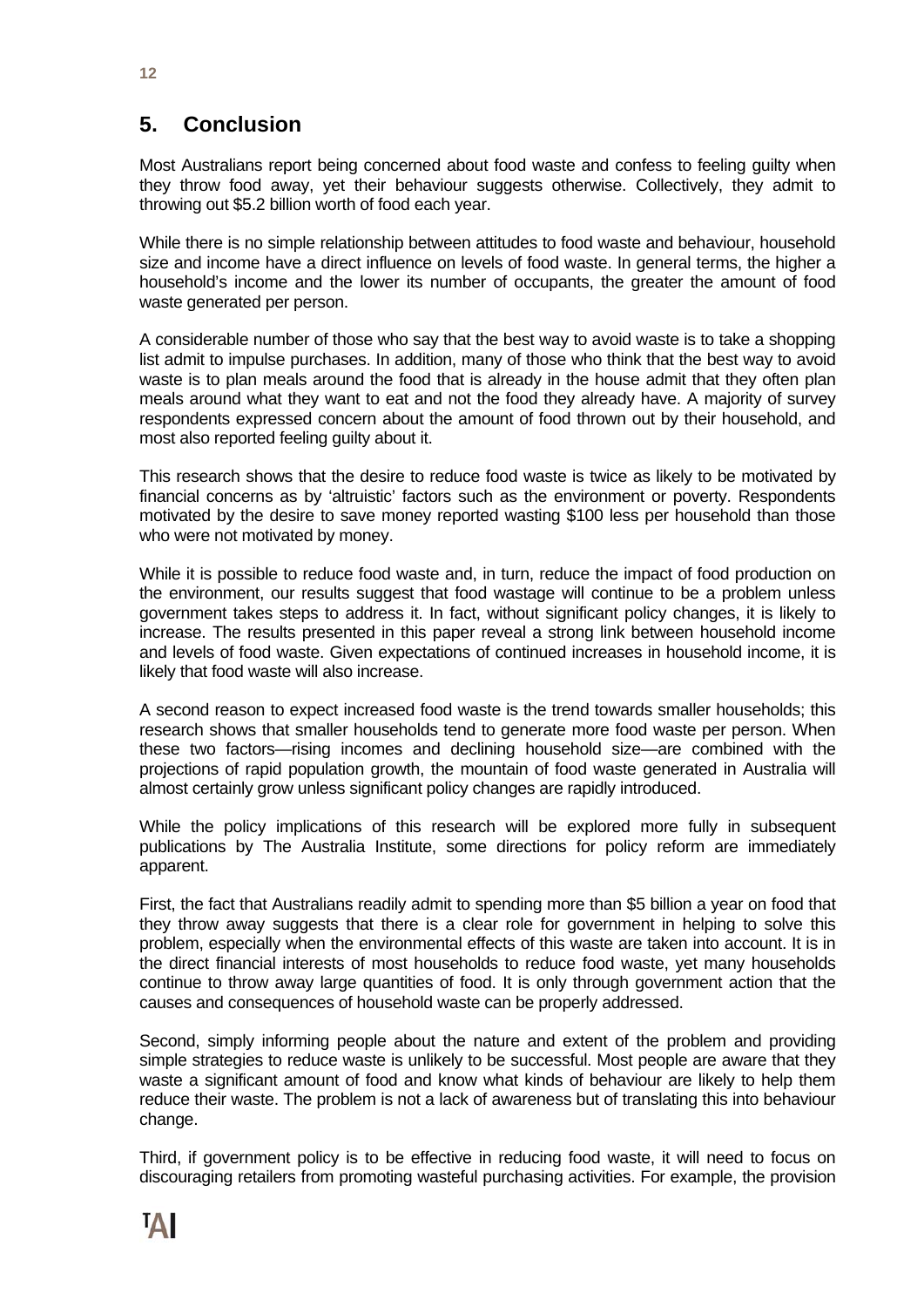## 5. Conclusion

Most Australians report being concerned about food waste and confess to feeling guilty when they throw food away, yet their behaviour suggests otherwise. Collectively, they admit to throwing out $5.2 billion worth of food each year.

While there is no simple relationship between attitudes to food waste and behaviour, household size and income have a direct influence on levels of food waste. In general terms, the higher a household's income and the lower its number of occupants, the greater the amount of food waste generated per person.

A considerable number of those who say that the best way to avoid waste is to take a shopping list admit to impulse purchases. In addition, many of those who think that the best way to avoid waste is to plan meals around the food that is already in the house admit that they often plan meals around what they want to eat and not the food they already have. A majority of survey respondents expressed concern about the amount of food thrown out by their household, and most also reported feeling guilty about it.

This research shows that the desire to reduce food waste is twice as likely to be motivated by financial concerns as by 'altruistic' factors such as the environment or poverty. Respondents motivated by the desire to save money reported wasting $100 less per household than those who were not motivated by money.

While it is possible to reduce food waste and, in turn, reduce the impact of food production on the environment, our results suggest that food wastage will continue to be a problem unless government takes steps to address it. In fact, without significant policy changes, it is likely to increase. The results presented in this paper reveal a strong link between household income and levels of food waste. Given expectations of continued increases in household income, it is likely that food waste will also increase.

A second reason to expect increased food waste is the trend towards smaller households; this research shows that smaller households tend to generate more food waste per person. When these two factors—rising incomes and declining household size—are combined with the projections of rapid population growth, the mountain of food waste generated in Australia will almost certainly grow unless significant policy changes are rapidly introduced.

While the policy implications of this research will be explored more fully in subsequent publications by The Australia Institute, some directions for policy reform are immediately apparent.

First, the fact that Australians readily admit to spending more than $5 billion a year on food that they throw away suggests that there is a clear role for government in helping to solve this problem, especially when the environmental effects of this waste are taken into account. It is in the direct financial interests of most households to reduce food waste, yet many households continue to throw away large quantities of food. It is only through government action that the causes and consequences of household waste can be properly addressed.

Second, simply informing people about the nature and extent of the problem and providing simple strategies to reduce waste is unlikely to be successful. Most people are aware that they waste a significant amount of food and know what kinds of behaviour are likely to help them reduce their waste. The problem is not a lack of awareness but of translating this into behaviour change.

Third, if government policy is to be effective in reducing food waste, it will need to focus on discouraging retailers from promoting wasteful purchasing activities. For example, the provision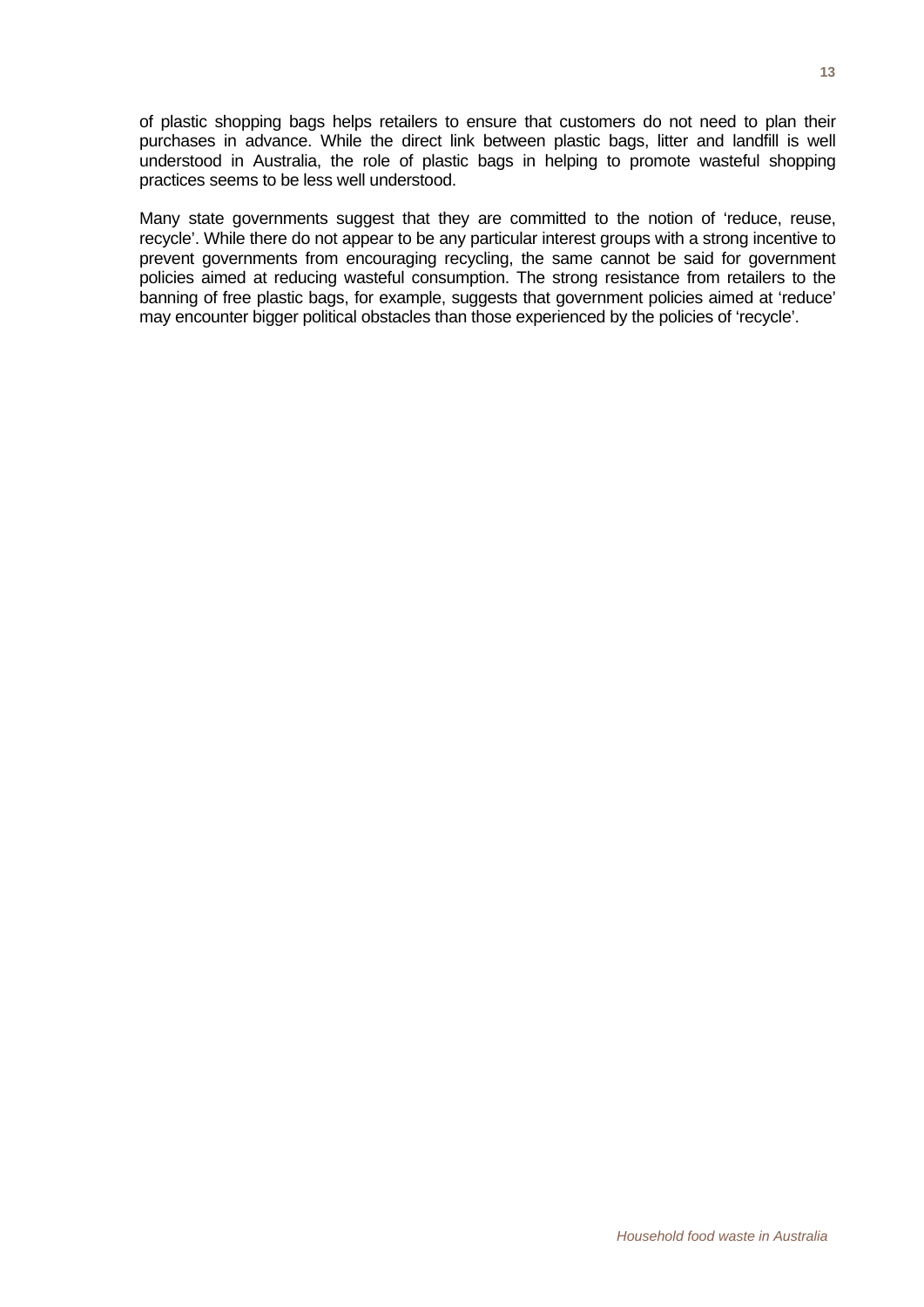of plastic shopping bags helps retailers to ensure that customers do not need to plan their purchases in advance. While the direct link between plastic bags, litter and landfill is well understood in Australia, the role of plastic bags in helping to promote wasteful shopping practices seems to be less well understood.

Many state governments suggest that they are committed to the notion of 'reduce, reuse, recycle'. While there do not appear to be any particular interest groups with a strong incentive to prevent governments from encouraging recycling, the same cannot be said for government policies aimed at reducing wasteful consumption. The strong resistance from retailers to the banning of free plastic bags, for example, suggests that government policies aimed at 'reduce' may encounter bigger political obstacles than those experienced by the policies of 'recycle'.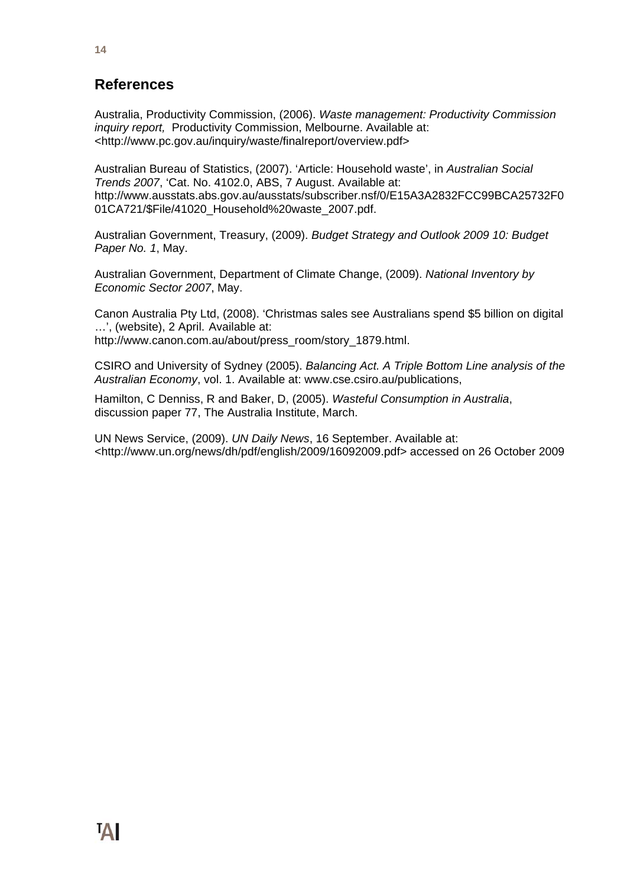## References

Australia, Productivity Commission, (2006). *Waste management: Productivity Commission inquiry report,* Productivity Commission, Melbourne. Available at: <http://www.pc.gov.au/inquiry/waste/finalreport/overview.pdf>

Australian Bureau of Statistics, (2007). 'Article: Household waste', in *Australian Social Trends 2007*, 'Cat. No. 4102.0, ABS, 7 August. Available at: http://www.ausstats.abs.gov.au/ausstats/subscriber.nsf/0/E15A3A2832FCC99BCA25732F001CA721/$File/41020_Household%20waste_2007.pdf.

Australian Government, Treasury, (2009). *Budget Strategy and Outlook 2009 10: Budget Paper No. 1*, May.

Australian Government, Department of Climate Change, (2009). *National Inventory by Economic Sector 2007*, May.

Canon Australia Pty Ltd, (2008). 'Christmas sales see Australians spend $5 billion on digital …', (website), 2 April. Available at: http://www.canon.com.au/about/press_room/story_1879.html.

CSIRO and University of Sydney (2005). *Balancing Act. A Triple Bottom Line analysis of the Australian Economy*, vol. 1. Available at: www.cse.csiro.au/publications,

Hamilton, C Denniss, R and Baker, D, (2005). *Wasteful Consumption in Australia*, discussion paper 77, The Australia Institute, March.

UN News Service, (2009). *UN Daily News*, 16 September. Available at: <http://www.un.org/news/dh/pdf/english/2009/16092009.pdf> accessed on 26 October 2009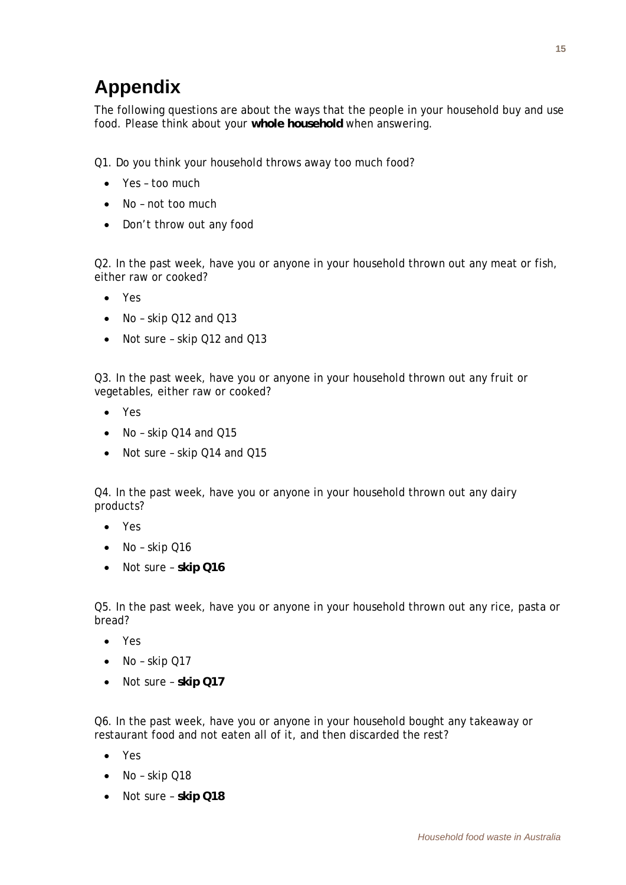# Appendix

The following questions are about the ways that the people in your household buy and use food. Please think about your **whole household** when answering.

Q1. Do you think your household throws away too much food?

- Yes – too much
- No – not too much
- Don't throw out any food

Q2. In the past week, have you or anyone in your household thrown out any meat or fish, either raw or cooked?

- Yes
- No – skip Q12 and Q13
- Not sure – skip Q12 and Q13

Q3. In the past week, have you or anyone in your household thrown out any fruit or vegetables, either raw or cooked?

- Yes
- No – skip Q14 and Q15
- Not sure – skip Q14 and Q15

Q4. In the past week, have you or anyone in your household thrown out any dairy products?

- Yes
- No – skip Q16
- Not sure – **skip Q16**

Q5. In the past week, have you or anyone in your household thrown out any rice, pasta or bread?

- Yes
- No – skip Q17
- Not sure – **skip Q17**

Q6. In the past week, have you or anyone in your household bought any takeaway or restaurant food and not eaten all of it, and then discarded the rest?

- Yes
- No – skip Q18
- Not sure – **skip Q18**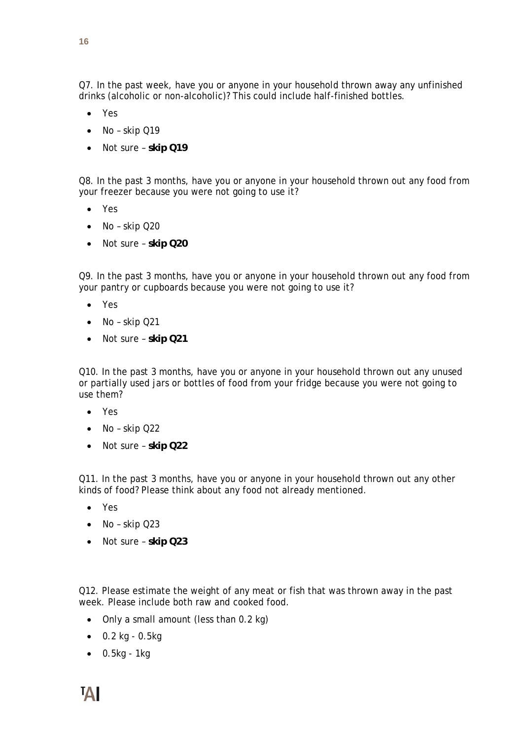Q7. In the past week, have you or anyone in your household thrown away any unfinished drinks (alcoholic or non-alcoholic)? This could include half-finished bottles.

- Yes
- No – skip Q19
- Not sure – **skip Q19**

Q8. In the past 3 months, have you or anyone in your household thrown out any food from your freezer because you were not going to use it?

- Yes
- No – skip Q20
- Not sure – **skip Q20**

Q9. In the past 3 months, have you or anyone in your household thrown out any food from your pantry or cupboards because you were not going to use it?

- Yes
- No – skip Q21
- Not sure – **skip Q21**

Q10. In the past 3 months, have you or anyone in your household thrown out any unused or partially used jars or bottles of food from your fridge because you were not going to use them?

- Yes
- No – skip Q22
- Not sure – **skip Q22**

Q11. In the past 3 months, have you or anyone in your household thrown out any other kinds of food? Please think about any food not already mentioned.

- Yes
- No – skip Q23
- Not sure – **skip Q23**

Q12. Please estimate the weight of any meat or fish that was thrown away in the past week. Please include both raw and cooked food.

- Only a small amount (less than 0.2 kg)
- 0.2 kg - 0.5kg
- 0.5kg - 1kg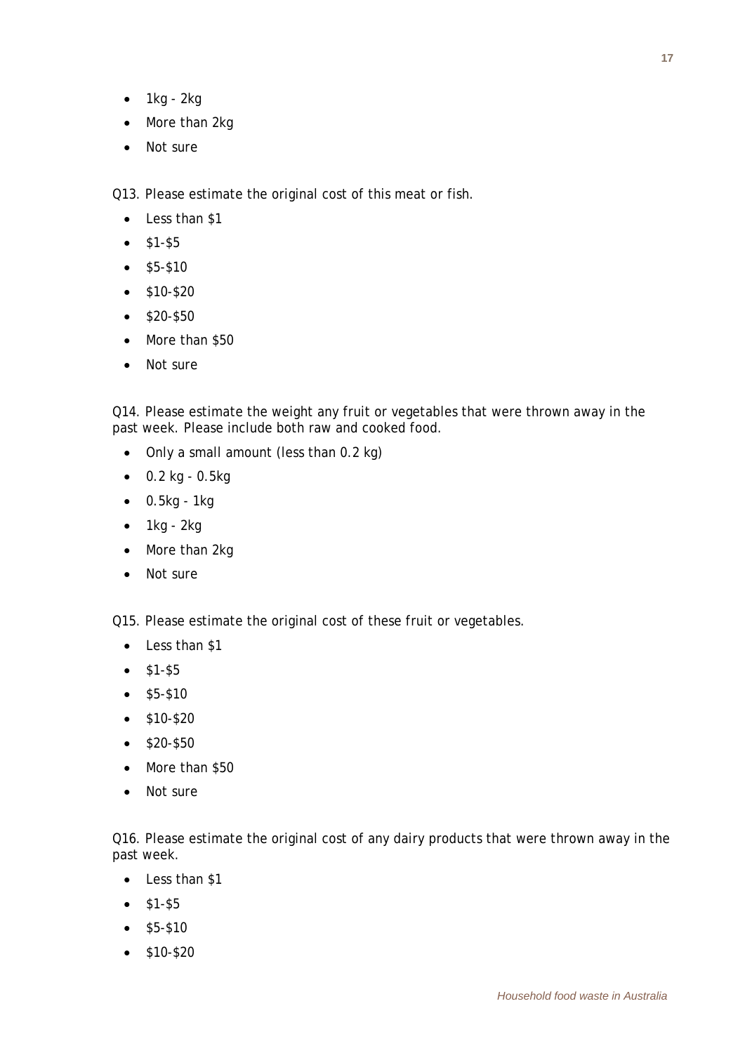- 1kg - 2kg
- More than 2kg
- Not sure

Q13. Please estimate the original cost of this meat or fish.

- Less than $1
- $1-$5
- $5-$10
- $10-$20
- $20-$50
- More than $50
- Not sure

Q14. Please estimate the weight any fruit or vegetables that were thrown away in the past week. Please include both raw and cooked food.

- Only a small amount (less than 0.2 kg)
- 0.2 kg - 0.5kg
- 0.5kg - 1kg
- 1kg - 2kg
- More than 2kg
- Not sure

Q15. Please estimate the original cost of these fruit or vegetables.

- Less than $1
- $1-$5
- $5-$10
- $10-$20
- $20-$50
- More than $50
- Not sure

Q16. Please estimate the original cost of any dairy products that were thrown away in the past week.

- Less than $1
- $1-$5
- $5-$10
- $10-$20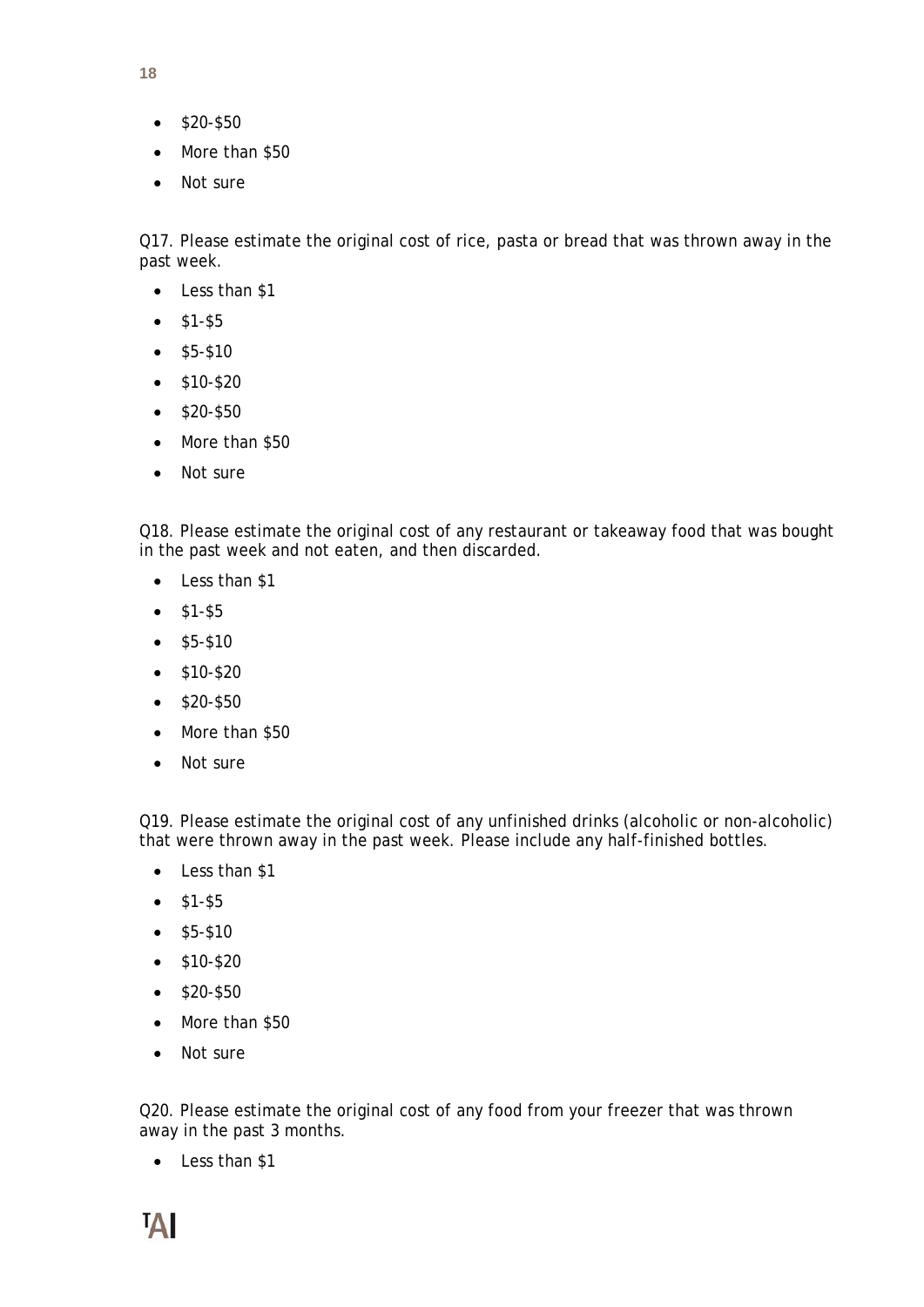- $20-$50
- More than $50
- Not sure

Q17. Please estimate the original cost of rice, pasta or bread that was thrown away in the past week.

- Less than $1
- $1-$5
- $5-$10
- $10-$20
- $20-$50
- More than $50
- Not sure

Q18. Please estimate the original cost of any restaurant or takeaway food that was bought in the past week and not eaten, and then discarded.

- Less than $1
- $1-$5
- $5-$10
- $10-$20
- $20-$50
- More than $50
- Not sure

Q19. Please estimate the original cost of any unfinished drinks (alcoholic or non-alcoholic) that were thrown away in the past week. Please include any half-finished bottles.

- Less than $1
- $1-$5
- $5-$10
- $10-$20
- $20-$50
- More than $50
- Not sure

Q20. Please estimate the original cost of any food from your freezer that was thrown away in the past 3 months.

- Less than $1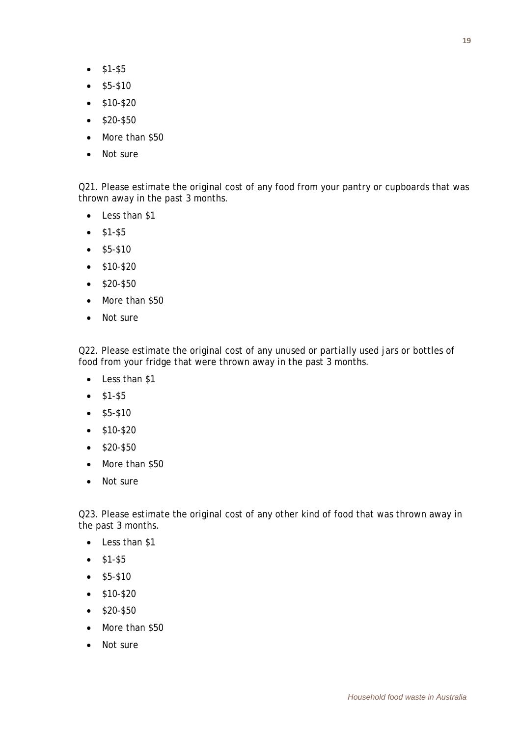- $1-$5
- $5-$10
- $10-$20
- $20-$50
- More than $50
- Not sure

Q21. Please estimate the original cost of any food from your pantry or cupboards that was thrown away in the past 3 months.

- Less than $1
- $1-$5
- $5-$10
- $10-$20
- $20-$50
- More than $50
- Not sure

Q22. Please estimate the original cost of any unused or partially used jars or bottles of food from your fridge that were thrown away in the past 3 months.

- Less than $1
- $1-$5
- $5-$10
- $10-$20
- $20-$50
- More than $50
- Not sure

Q23. Please estimate the original cost of any other kind of food that was thrown away in the past 3 months.

- Less than $1
- $1-$5
- $5-$10
- $10-$20
- $20-$50
- More than $50
- Not sure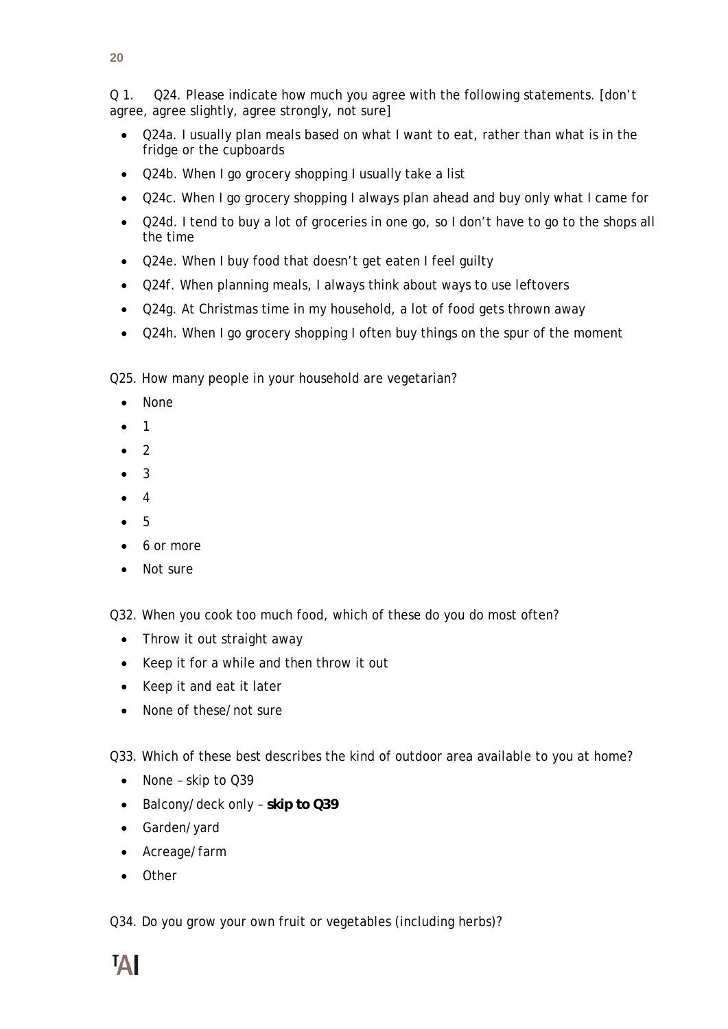Q 1.  Q24. Please indicate how much you agree with the following statements. [don't agree, agree slightly, agree strongly, not sure]

- Q24a. I usually plan meals based on what I want to eat, rather than what is in the fridge or the cupboards
- Q24b. When I go grocery shopping I usually take a list
- Q24c. When I go grocery shopping I always plan ahead and buy only what I came for
- Q24d. I tend to buy a lot of groceries in one go, so I don't have to go to the shops all the time
- Q24e. When I buy food that doesn't get eaten I feel guilty
- Q24f. When planning meals, I always think about ways to use leftovers
- Q24g. At Christmas time in my household, a lot of food gets thrown away
- Q24h. When I go grocery shopping I often buy things on the spur of the moment

Q25. How many people in your household are vegetarian?

- None
- 1
- 2
- 3
- 4
- 5
- 6 or more
- Not sure

Q32. When you cook too much food, which of these do you do most often?

- Throw it out straight away
- Keep it for a while and then throw it out
- Keep it and eat it later
- None of these/not sure

Q33. Which of these best describes the kind of outdoor area available to you at home?

- None – skip to Q39
- Balcony/deck only – **skip to Q39**
- Garden/yard
- Acreage/farm
- Other

Q34. Do you grow your own fruit or vegetables (including herbs)?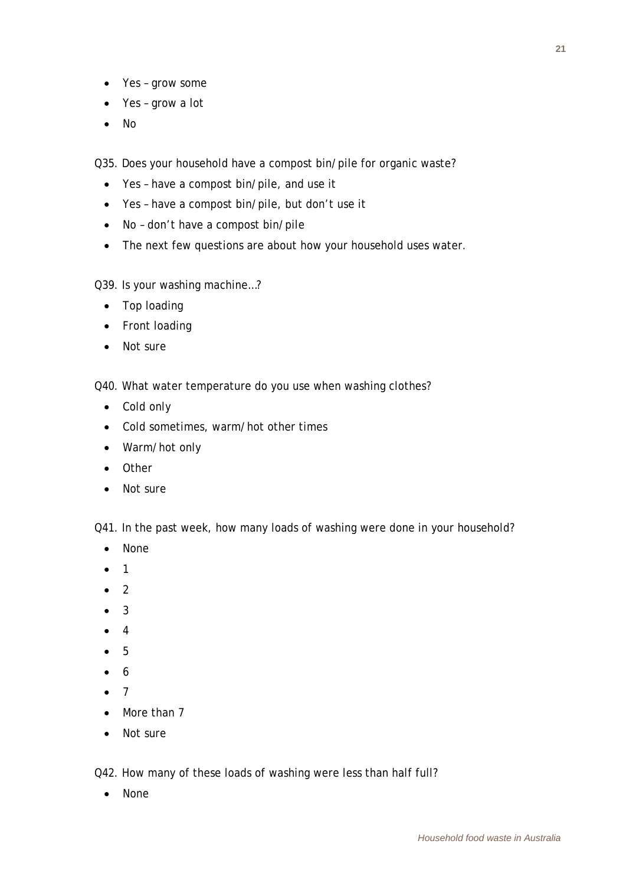- Yes – grow some
- Yes – grow a lot
- No

Q35. Does your household have a compost bin/pile for organic waste?

- Yes – have a compost bin/pile, and use it
- Yes – have a compost bin/pile, but don't use it
- No – don't have a compost bin/pile
- The next few questions are about how your household uses water.

Q39. Is your washing machine…?

- Top loading
- Front loading
- Not sure

Q40. What water temperature do you use when washing clothes?

- Cold only
- Cold sometimes, warm/hot other times
- Warm/hot only
- Other
- Not sure

Q41. In the past week, how many loads of washing were done in your household?

- None
- 1
- 2
- 3
- 4
- 5
- 6
- 7
- More than 7
- Not sure

Q42. How many of these loads of washing were less than half full?

- None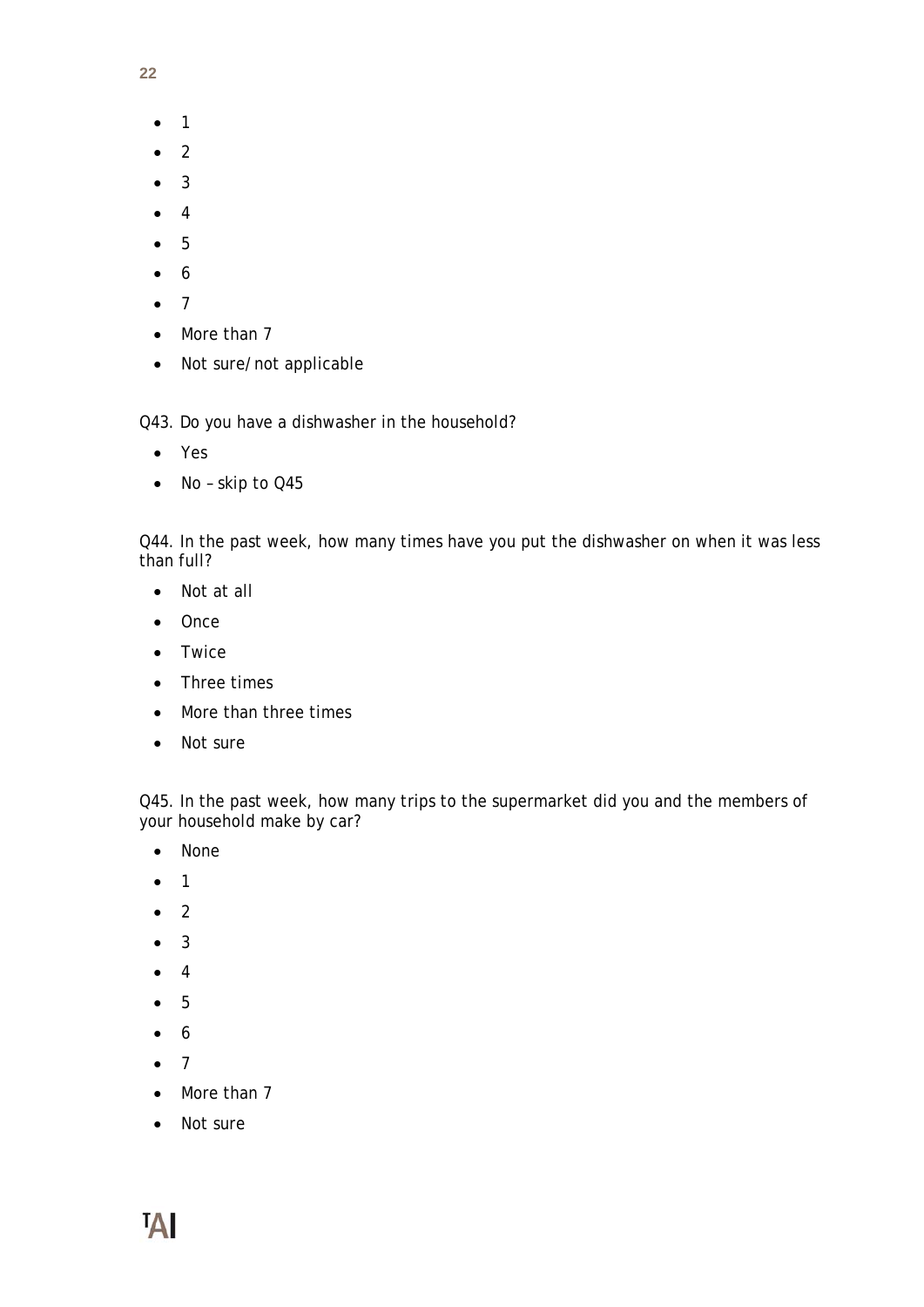- 1
- 2
- 3
- 4
- 5
- 6
- 7
- More than 7
- Not sure/not applicable

Q43. Do you have a dishwasher in the household?

- Yes
- No – skip to Q45

Q44. In the past week, how many times have you put the dishwasher on when it was less than full?

- Not at all
- Once
- Twice
- Three times
- More than three times
- Not sure

Q45. In the past week, how many trips to the supermarket did you and the members of your household make by car?

- None
- 1
- 2
- 3
- 4
- 5
- 6
- 7
- More than 7
- Not sure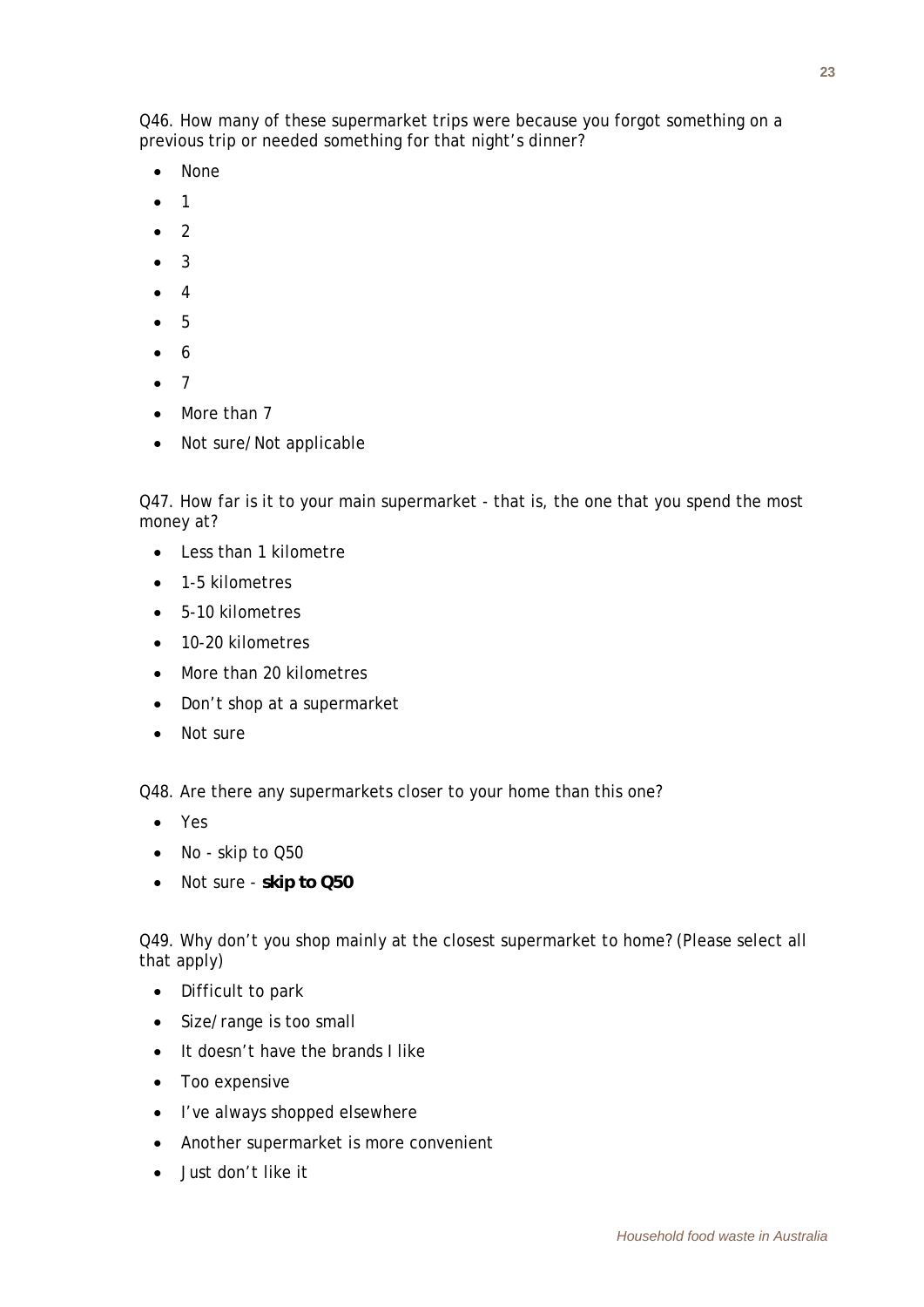Q46. How many of these supermarket trips were because you forgot something on a previous trip or needed something for that night's dinner?

- None
- 1
- 2
- 3
- 4
- 5
- 6
- 7
- More than 7
- Not sure/Not applicable

Q47. How far is it to your main supermarket - that is, the one that you spend the most money at?

- Less than 1 kilometre
- 1-5 kilometres
- 5-10 kilometres
- 10-20 kilometres
- More than 20 kilometres
- Don't shop at a supermarket
- Not sure

Q48. Are there any supermarkets closer to your home than this one?

- Yes
- No - skip to Q50
- Not sure - **skip to Q50**

Q49. Why don't you shop mainly at the closest supermarket to home? (Please select all that apply)

- Difficult to park
- Size/range is too small
- It doesn't have the brands I like
- Too expensive
- I've always shopped elsewhere
- Another supermarket is more convenient
- Just don't like it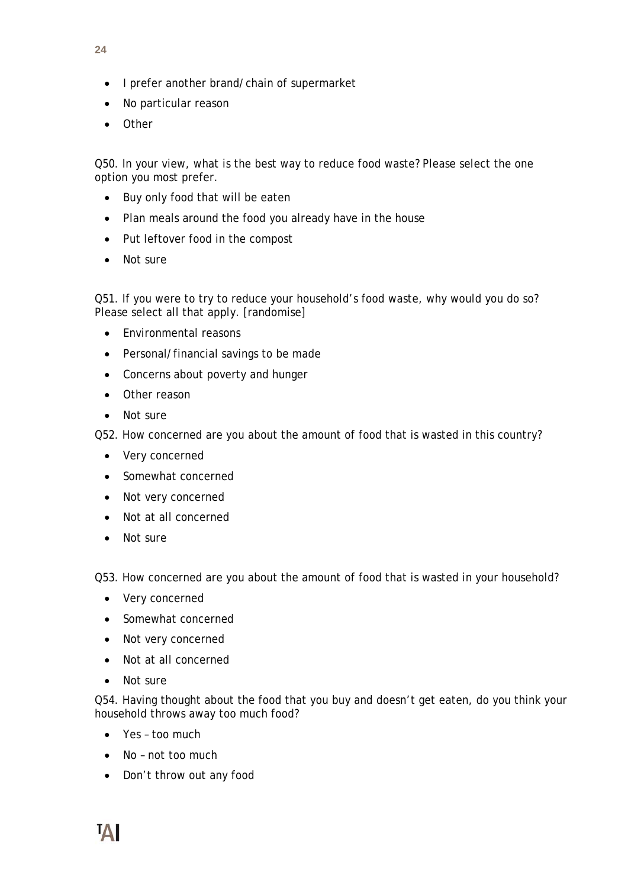- I prefer another brand/chain of supermarket
- No particular reason
- Other

Q50. In your view, what is the best way to reduce food waste? Please select the one option you most prefer.

- Buy only food that will be eaten
- Plan meals around the food you already have in the house
- Put leftover food in the compost
- Not sure

Q51. If you were to try to reduce your household's food waste, why would you do so? Please select all that apply. [randomise]

- Environmental reasons
- Personal/financial savings to be made
- Concerns about poverty and hunger
- Other reason
- Not sure

Q52. How concerned are you about the amount of food that is wasted in this country?

- Very concerned
- Somewhat concerned
- Not very concerned
- Not at all concerned
- Not sure

Q53. How concerned are you about the amount of food that is wasted in your household?

- Very concerned
- Somewhat concerned
- Not very concerned
- Not at all concerned
- Not sure

Q54. Having thought about the food that you buy and doesn't get eaten, do you think your household throws away too much food?

- Yes – too much
- No – not too much
- Don't throw out any food